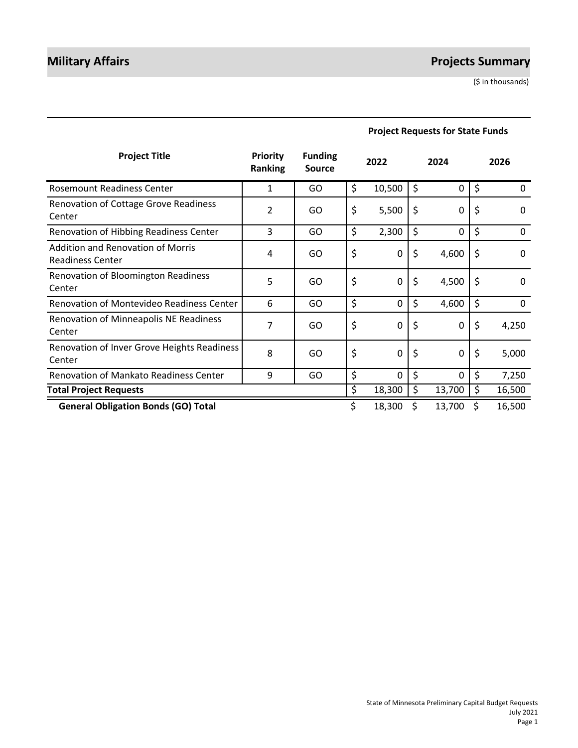# Military Affairs

# Projects Summary

($ in thousands)

| Project Title | Priority Ranking | Funding Source | Project Requests for State Funds | | |
|---|---|---|---|---|---|
| | | | 2022 | 2024 | 2026 |
| Rosemount Readiness Center | 1 | GO | $ 10,500 | $ 0 | $ 0 |
| Renovation of Cottage Grove Readiness Center | 2 | GO | $ 5,500 | $ 0 | $ 0 |
| Renovation of Hibbing Readiness Center | 3 | GO | $ 2,300 | $ 0 | $ 0 |
| Addition and Renovation of Morris Readiness Center | 4 | GO | $ 0 | $ 4,600 | $ 0 |
| Renovation of Bloomington Readiness Center | 5 | GO | $ 0 | $ 4,500 | $ 0 |
| Renovation of Montevideo Readiness Center | 6 | GO | $ 0 | $ 4,600 | $ 0 |
| Renovation of Minneapolis NE Readiness Center | 7 | GO | $ 0 | $ 0 | $ 4,250 |
| Renovation of Inver Grove Heights Readiness Center | 8 | GO | $ 0 | $ 0 | $ 5,000 |
| Renovation of Mankato Readiness Center | 9 | GO | $ 0 | $ 0 | $ 7,250 |
| **Total Project Requests** | | | $ 18,300 | $ 13,700 | $ 16,500 |
| **General Obligation Bonds (GO) Total** | | | $ 18,300 | $ 13,700 | $ 16,500 |

State of Minnesota Preliminary Capital Budget Requests
July 2021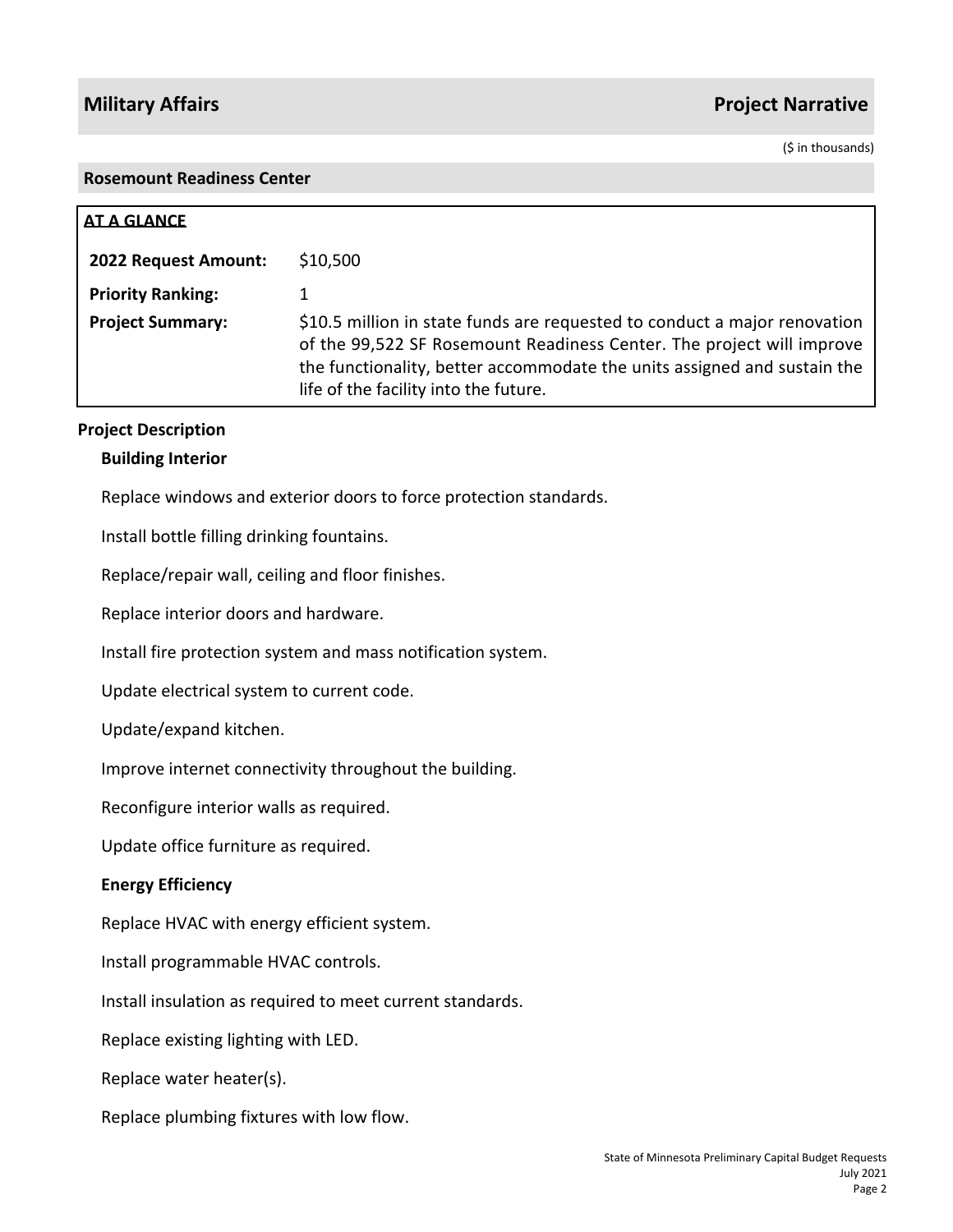## Military Affairs — Project Narrative

($ in thousands)

### Rosemount Readiness Center

**AT A GLANCE**

| | |
|---|---|
| **2022 Request Amount:** | $10,500 |
| **Priority Ranking:** | 1 |
| **Project Summary:** | $10.5 million in state funds are requested to conduct a major renovation of the 99,522 SF Rosemount Readiness Center. The project will improve the functionality, better accommodate the units assigned and sustain the life of the facility into the future. |

### Project Description

**Building Interior**

Replace windows and exterior doors to force protection standards.

Install bottle filling drinking fountains.

Replace/repair wall, ceiling and floor finishes.

Replace interior doors and hardware.

Install fire protection system and mass notification system.

Update electrical system to current code.

Update/expand kitchen.

Improve internet connectivity throughout the building.

Reconfigure interior walls as required.

Update office furniture as required.

**Energy Efficiency**

Replace HVAC with energy efficient system.

Install programmable HVAC controls.

Install insulation as required to meet current standards.

Replace existing lighting with LED.

Replace water heater(s).

Replace plumbing fixtures with low flow.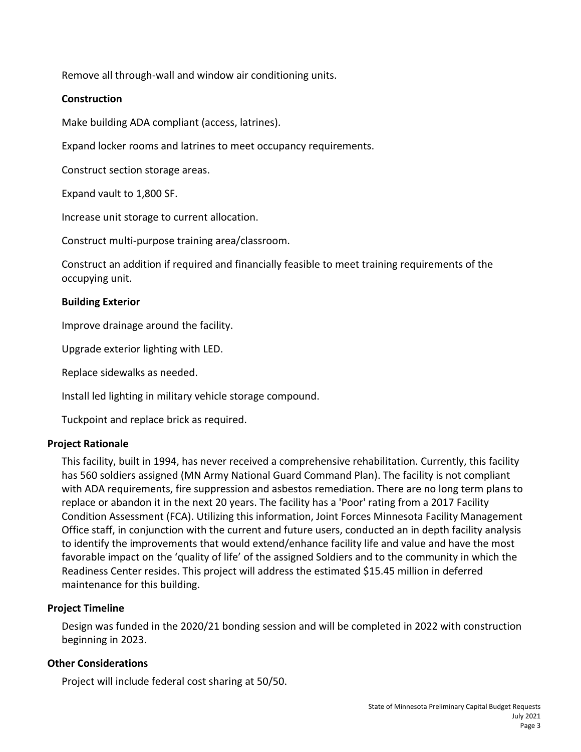Remove all through-wall and window air conditioning units.

**Construction**

Make building ADA compliant (access, latrines).

Expand locker rooms and latrines to meet occupancy requirements.

Construct section storage areas.

Expand vault to 1,800 SF.

Increase unit storage to current allocation.

Construct multi-purpose training area/classroom.

Construct an addition if required and financially feasible to meet training requirements of the occupying unit.

**Building Exterior**

Improve drainage around the facility.

Upgrade exterior lighting with LED.

Replace sidewalks as needed.

Install led lighting in military vehicle storage compound.

Tuckpoint and replace brick as required.

### Project Rationale

This facility, built in 1994, has never received a comprehensive rehabilitation. Currently, this facility has 560 soldiers assigned (MN Army National Guard Command Plan). The facility is not compliant with ADA requirements, fire suppression and asbestos remediation. There are no long term plans to replace or abandon it in the next 20 years. The facility has a 'Poor' rating from a 2017 Facility Condition Assessment (FCA). Utilizing this information, Joint Forces Minnesota Facility Management Office staff, in conjunction with the current and future users, conducted an in depth facility analysis to identify the improvements that would extend/enhance facility life and value and have the most favorable impact on the 'quality of life' of the assigned Soldiers and to the community in which the Readiness Center resides. This project will address the estimated $15.45 million in deferred maintenance for this building.

### Project Timeline

Design was funded in the 2020/21 bonding session and will be completed in 2022 with construction beginning in 2023.

### Other Considerations

Project will include federal cost sharing at 50/50.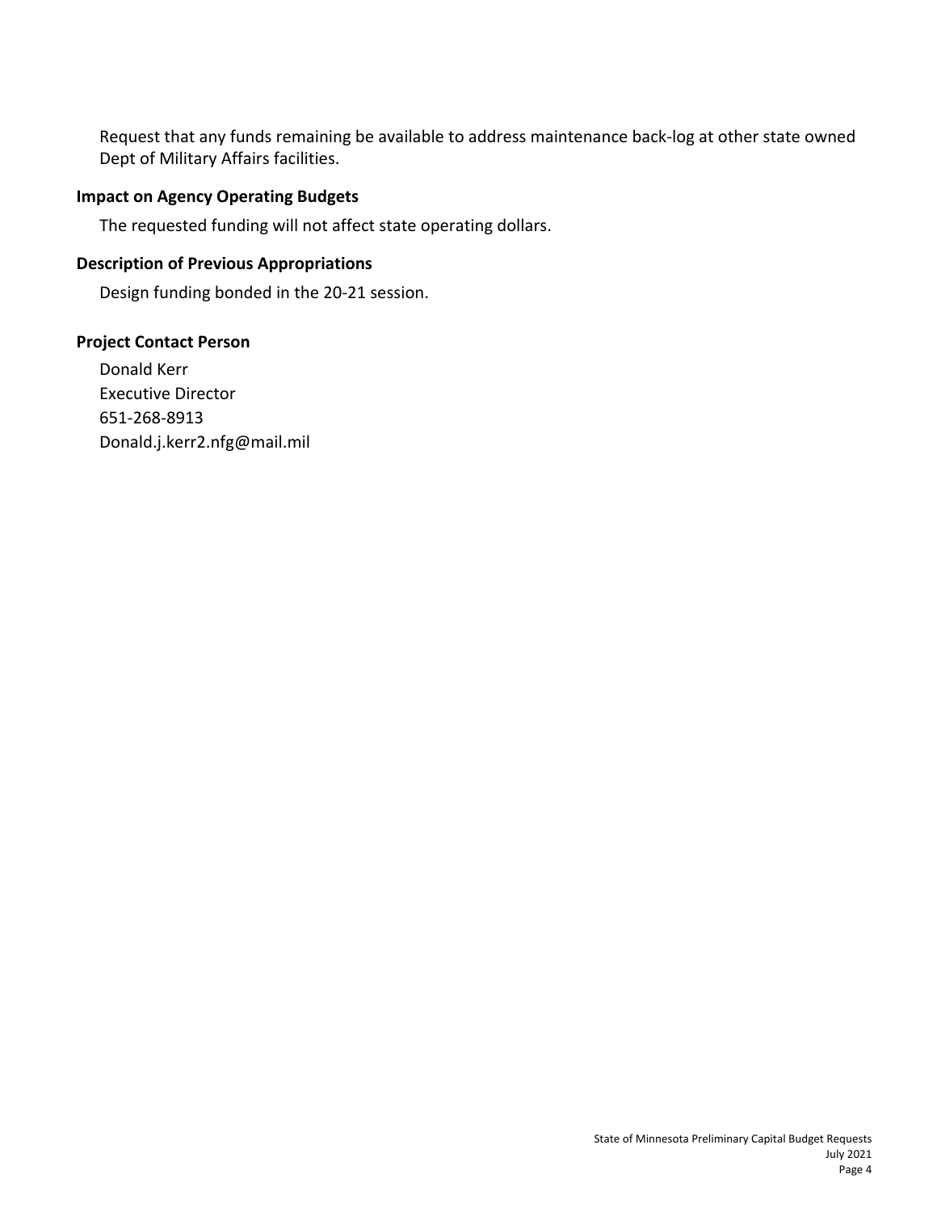Request that any funds remaining be available to address maintenance back-log at other state owned Dept of Military Affairs facilities.

### Impact on Agency Operating Budgets

The requested funding will not affect state operating dollars.

### Description of Previous Appropriations

Design funding bonded in the 20-21 session.

### Project Contact Person

Donald Kerr
Executive Director
651-268-8913
Donald.j.kerr2.nfg@mail.mil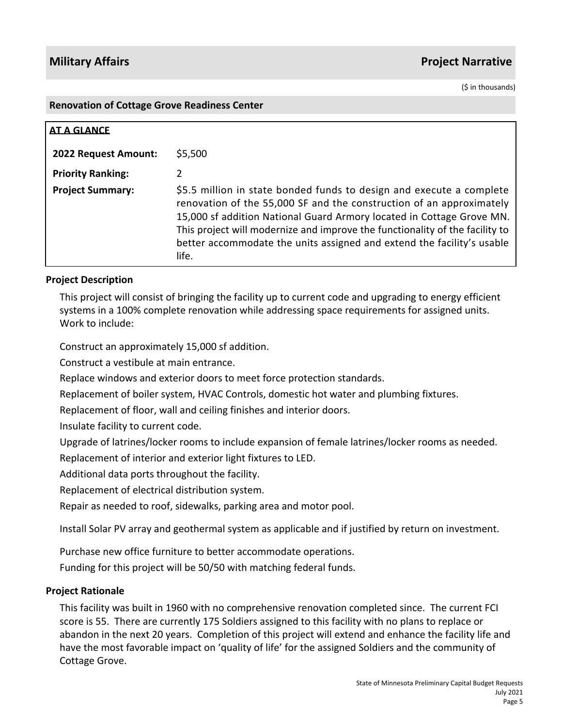## Military Affairs — Project Narrative

($ in thousands)

### Renovation of Cottage Grove Readiness Center

**AT A GLANCE**

| | |
|---|---|
| **2022 Request Amount:** | $5,500 |
| **Priority Ranking:** | 2 |
| **Project Summary:** | $5.5 million in state bonded funds to design and execute a complete renovation of the 55,000 SF and the construction of an approximately 15,000 sf addition National Guard Armory located in Cottage Grove MN. This project will modernize and improve the functionality of the facility to better accommodate the units assigned and extend the facility's usable life. |

**Project Description**

This project will consist of bringing the facility up to current code and upgrading to energy efficient systems in a 100% complete renovation while addressing space requirements for assigned units. Work to include:

Construct an approximately 15,000 sf addition.

Construct a vestibule at main entrance.

Replace windows and exterior doors to meet force protection standards.

Replacement of boiler system, HVAC Controls, domestic hot water and plumbing fixtures.

Replacement of floor, wall and ceiling finishes and interior doors.

Insulate facility to current code.

Upgrade of latrines/locker rooms to include expansion of female latrines/locker rooms as needed.

Replacement of interior and exterior light fixtures to LED.

Additional data ports throughout the facility.

Replacement of electrical distribution system.

Repair as needed to roof, sidewalks, parking area and motor pool.

Install Solar PV array and geothermal system as applicable and if justified by return on investment.

Purchase new office furniture to better accommodate operations.

Funding for this project will be 50/50 with matching federal funds.

**Project Rationale**

This facility was built in 1960 with no comprehensive renovation completed since. The current FCI score is 55. There are currently 175 Soldiers assigned to this facility with no plans to replace or abandon in the next 20 years. Completion of this project will extend and enhance the facility life and have the most favorable impact on 'quality of life' for the assigned Soldiers and the community of Cottage Grove.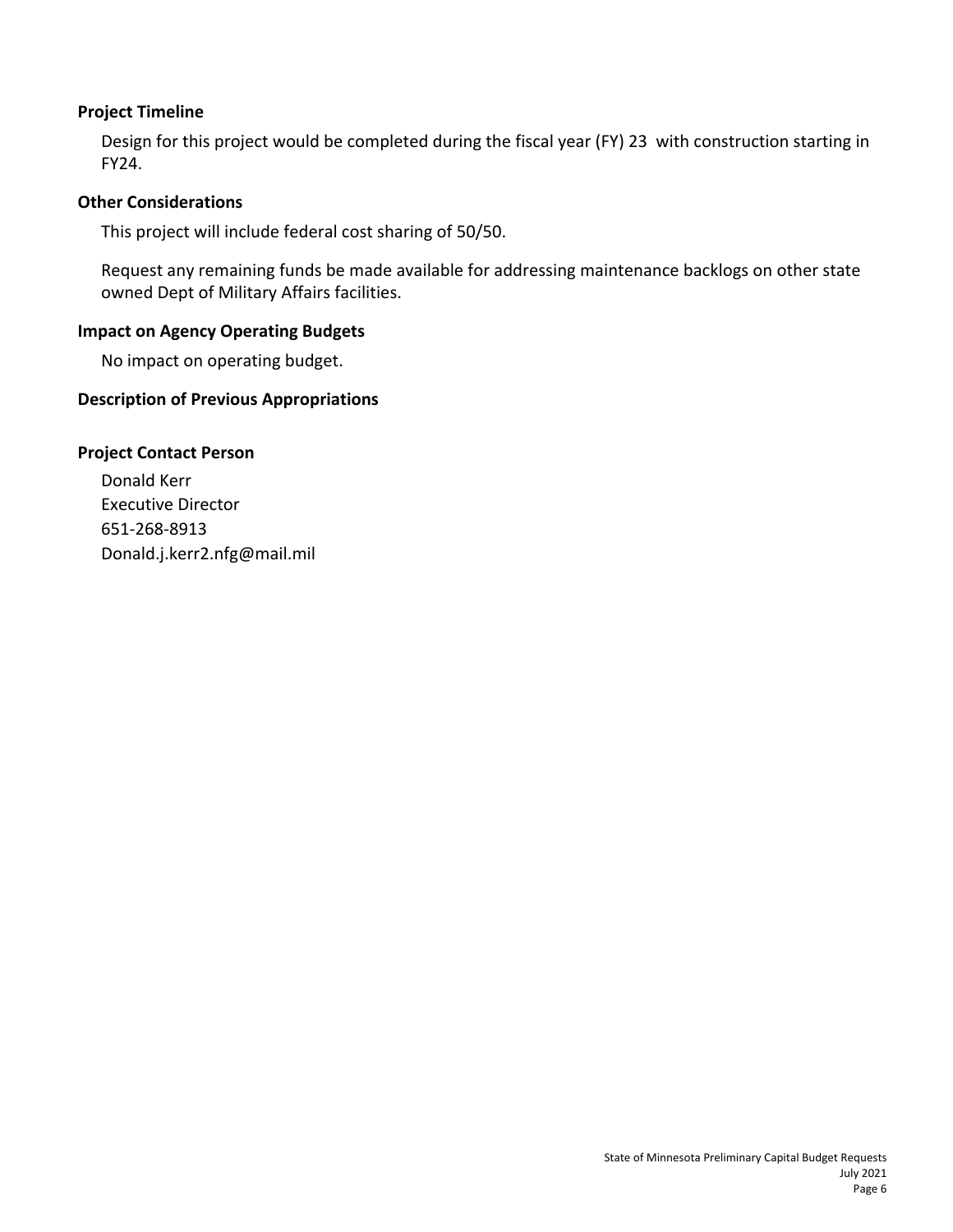### Project Timeline

Design for this project would be completed during the fiscal year (FY) 23 with construction starting in FY24.

### Other Considerations

This project will include federal cost sharing of 50/50.

Request any remaining funds be made available for addressing maintenance backlogs on other state owned Dept of Military Affairs facilities.

### Impact on Agency Operating Budgets

No impact on operating budget.

### Description of Previous Appropriations

### Project Contact Person

Donald Kerr
Executive Director
651-268-8913
Donald.j.kerr2.nfg@mail.mil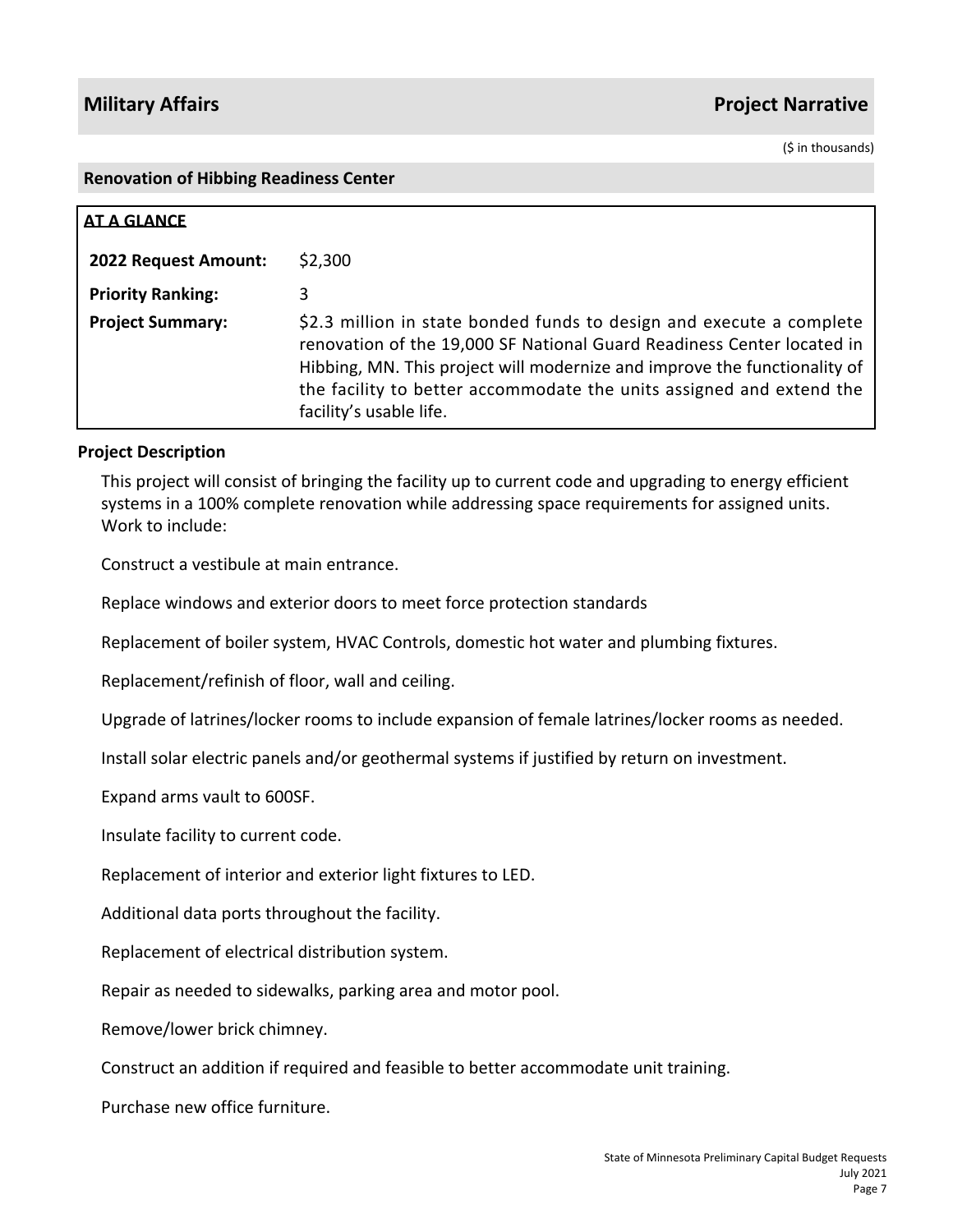## Military Affairs — Project Narrative

($ in thousands)

### Renovation of Hibbing Readiness Center

**AT A GLANCE**

| | |
|---|---|
| **2022 Request Amount:** | $2,300 |
| **Priority Ranking:** | 3 |
| **Project Summary:** | $2.3 million in state bonded funds to design and execute a complete renovation of the 19,000 SF National Guard Readiness Center located in Hibbing, MN. This project will modernize and improve the functionality of the facility to better accommodate the units assigned and extend the facility's usable life. |

**Project Description**

This project will consist of bringing the facility up to current code and upgrading to energy efficient systems in a 100% complete renovation while addressing space requirements for assigned units. Work to include:

Construct a vestibule at main entrance.

Replace windows and exterior doors to meet force protection standards

Replacement of boiler system, HVAC Controls, domestic hot water and plumbing fixtures.

Replacement/refinish of floor, wall and ceiling.

Upgrade of latrines/locker rooms to include expansion of female latrines/locker rooms as needed.

Install solar electric panels and/or geothermal systems if justified by return on investment.

Expand arms vault to 600SF.

Insulate facility to current code.

Replacement of interior and exterior light fixtures to LED.

Additional data ports throughout the facility.

Replacement of electrical distribution system.

Repair as needed to sidewalks, parking area and motor pool.

Remove/lower brick chimney.

Construct an addition if required and feasible to better accommodate unit training.

Purchase new office furniture.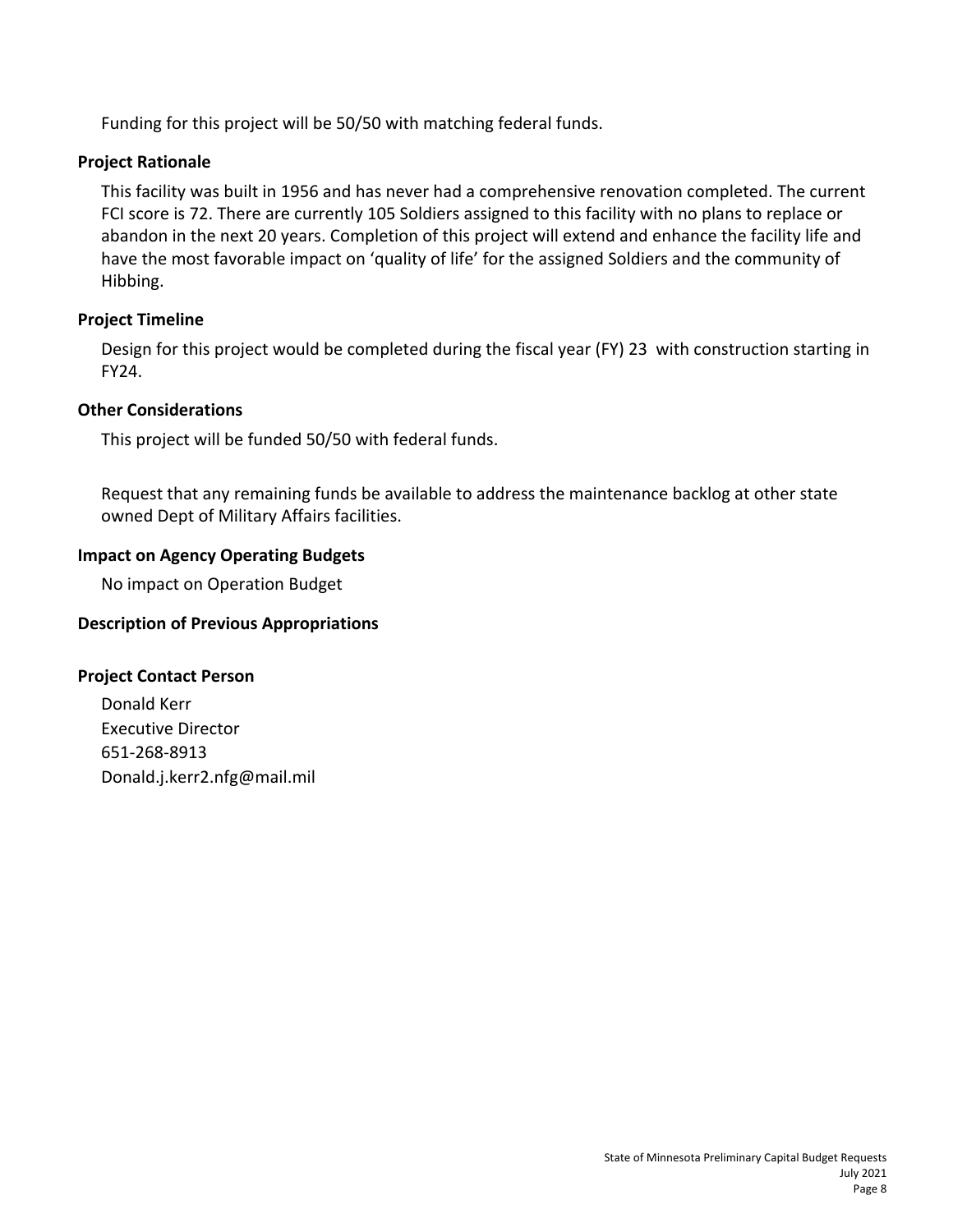Funding for this project will be 50/50 with matching federal funds.

## Project Rationale

This facility was built in 1956 and has never had a comprehensive renovation completed. The current FCI score is 72. There are currently 105 Soldiers assigned to this facility with no plans to replace or abandon in the next 20 years. Completion of this project will extend and enhance the facility life and have the most favorable impact on 'quality of life' for the assigned Soldiers and the community of Hibbing.

## Project Timeline

Design for this project would be completed during the fiscal year (FY) 23 with construction starting in FY24.

## Other Considerations

This project will be funded 50/50 with federal funds.

Request that any remaining funds be available to address the maintenance backlog at other state owned Dept of Military Affairs facilities.

## Impact on Agency Operating Budgets

No impact on Operation Budget

## Description of Previous Appropriations

## Project Contact Person

Donald Kerr
Executive Director
651-268-8913
Donald.j.kerr2.nfg@mail.mil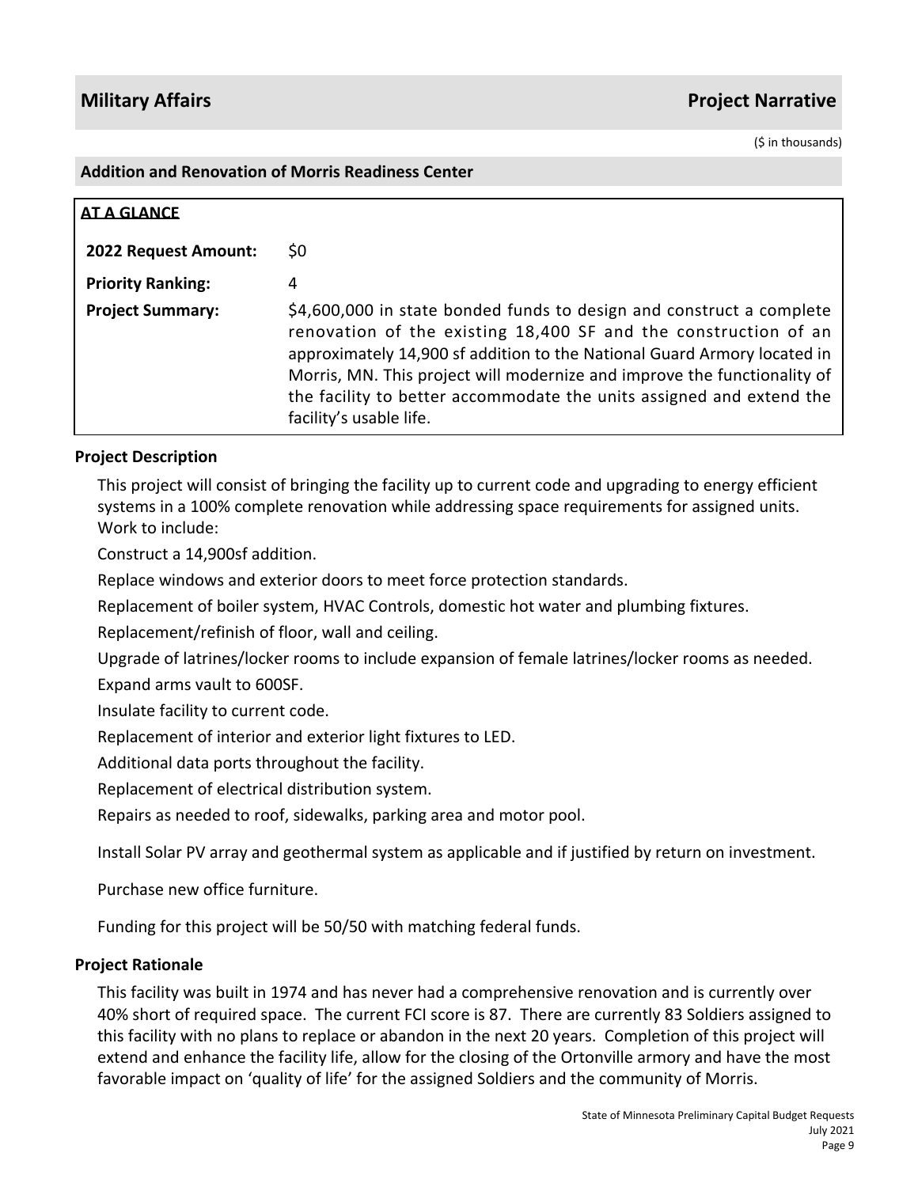## Military Affairs — Project Narrative

($ in thousands)

### Addition and Renovation of Morris Readiness Center

**AT A GLANCE**

| | |
|---|---|
| **2022 Request Amount:** | $0 |
| **Priority Ranking:** | 4 |
| **Project Summary:** | $4,600,000 in state bonded funds to design and construct a complete renovation of the existing 18,400 SF and the construction of an approximately 14,900 sf addition to the National Guard Armory located in Morris, MN. This project will modernize and improve the functionality of the facility to better accommodate the units assigned and extend the facility's usable life. |

**Project Description**

This project will consist of bringing the facility up to current code and upgrading to energy efficient systems in a 100% complete renovation while addressing space requirements for assigned units. Work to include:

Construct a 14,900sf addition.

Replace windows and exterior doors to meet force protection standards.

Replacement of boiler system, HVAC Controls, domestic hot water and plumbing fixtures.

Replacement/refinish of floor, wall and ceiling.

Upgrade of latrines/locker rooms to include expansion of female latrines/locker rooms as needed.

Expand arms vault to 600SF.

Insulate facility to current code.

Replacement of interior and exterior light fixtures to LED.

Additional data ports throughout the facility.

Replacement of electrical distribution system.

Repairs as needed to roof, sidewalks, parking area and motor pool.

Install Solar PV array and geothermal system as applicable and if justified by return on investment.

Purchase new office furniture.

Funding for this project will be 50/50 with matching federal funds.

**Project Rationale**

This facility was built in 1974 and has never had a comprehensive renovation and is currently over 40% short of required space. The current FCI score is 87. There are currently 83 Soldiers assigned to this facility with no plans to replace or abandon in the next 20 years. Completion of this project will extend and enhance the facility life, allow for the closing of the Ortonville armory and have the most favorable impact on 'quality of life' for the assigned Soldiers and the community of Morris.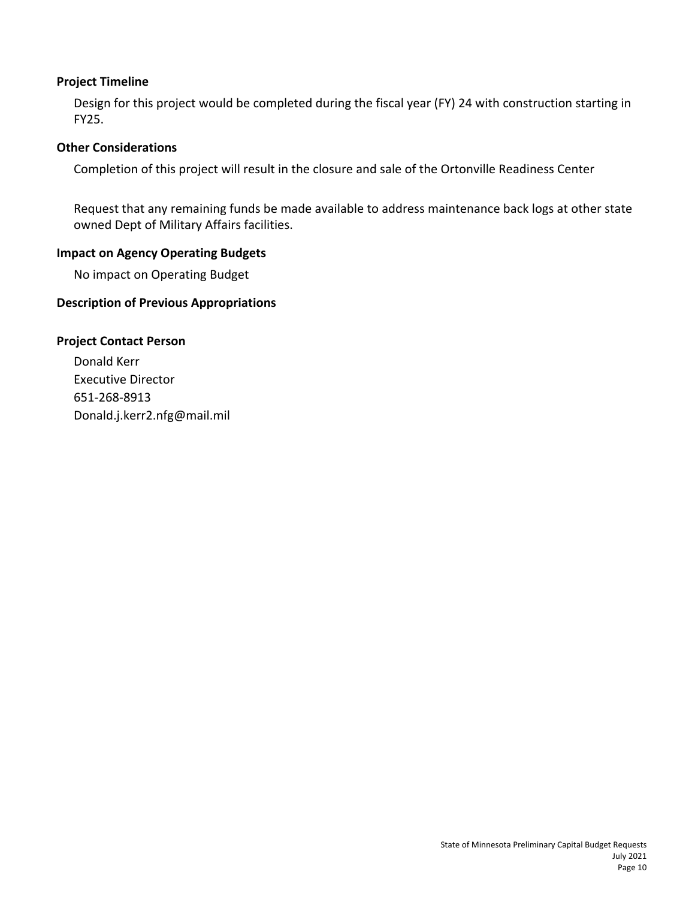### Project Timeline

Design for this project would be completed during the fiscal year (FY) 24 with construction starting in FY25.

### Other Considerations

Completion of this project will result in the closure and sale of the Ortonville Readiness Center

Request that any remaining funds be made available to address maintenance back logs at other state owned Dept of Military Affairs facilities.

### Impact on Agency Operating Budgets

No impact on Operating Budget

### Description of Previous Appropriations

### Project Contact Person

Donald Kerr
Executive Director
651-268-8913
Donald.j.kerr2.nfg@mail.mil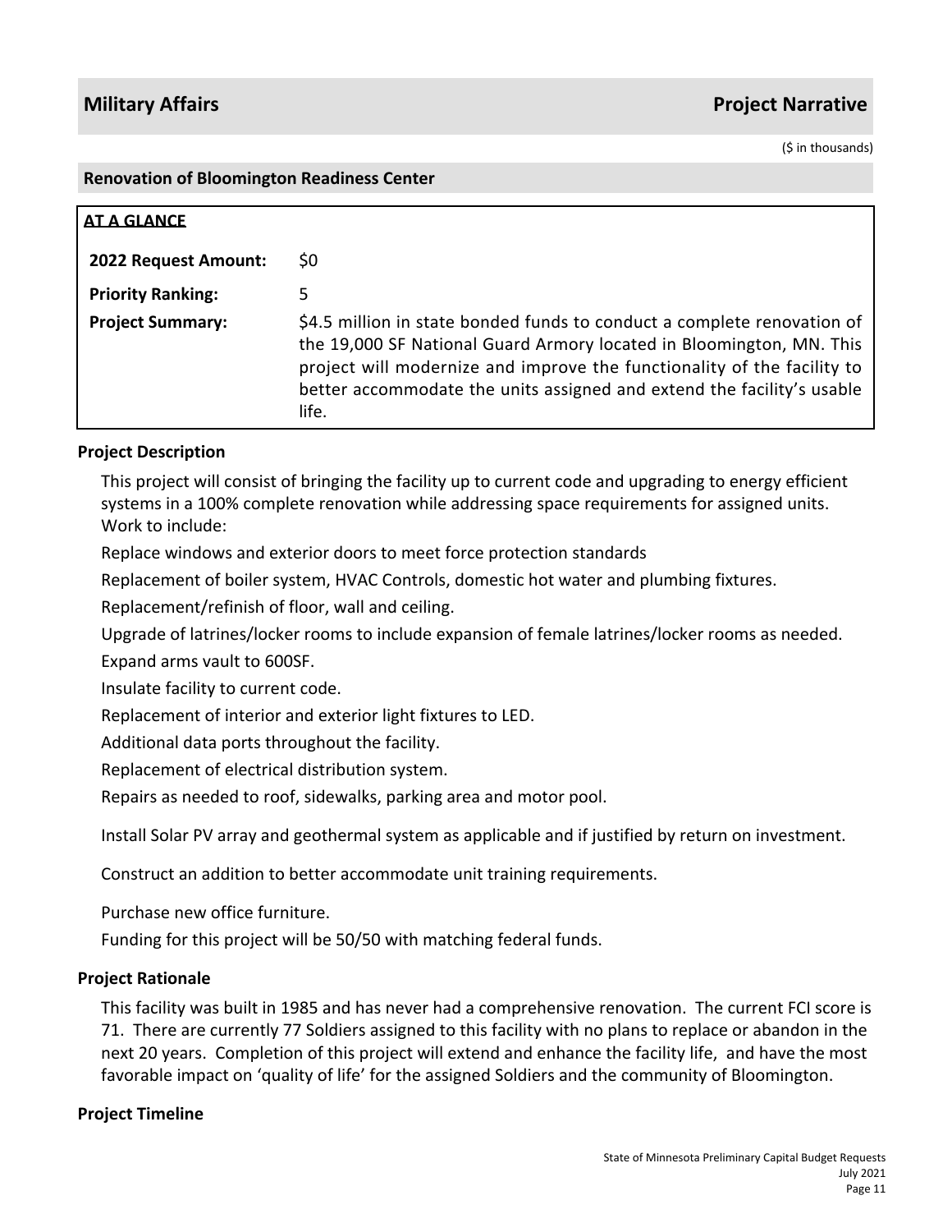## Military Affairs — Project Narrative

($ in thousands)

### Renovation of Bloomington Readiness Center

**AT A GLANCE**

| | |
|---|---|
| **2022 Request Amount:** | $0 |
| **Priority Ranking:** | 5 |
| **Project Summary:** | $4.5 million in state bonded funds to conduct a complete renovation of the 19,000 SF National Guard Armory located in Bloomington, MN. This project will modernize and improve the functionality of the facility to better accommodate the units assigned and extend the facility's usable life. |

**Project Description**

This project will consist of bringing the facility up to current code and upgrading to energy efficient systems in a 100% complete renovation while addressing space requirements for assigned units. Work to include:

Replace windows and exterior doors to meet force protection standards

Replacement of boiler system, HVAC Controls, domestic hot water and plumbing fixtures.

Replacement/refinish of floor, wall and ceiling.

Upgrade of latrines/locker rooms to include expansion of female latrines/locker rooms as needed.

Expand arms vault to 600SF.

Insulate facility to current code.

Replacement of interior and exterior light fixtures to LED.

Additional data ports throughout the facility.

Replacement of electrical distribution system.

Repairs as needed to roof, sidewalks, parking area and motor pool.

Install Solar PV array and geothermal system as applicable and if justified by return on investment.

Construct an addition to better accommodate unit training requirements.

Purchase new office furniture.

Funding for this project will be 50/50 with matching federal funds.

**Project Rationale**

This facility was built in 1985 and has never had a comprehensive renovation. The current FCI score is 71. There are currently 77 Soldiers assigned to this facility with no plans to replace or abandon in the next 20 years. Completion of this project will extend and enhance the facility life, and have the most favorable impact on 'quality of life' for the assigned Soldiers and the community of Bloomington.

**Project Timeline**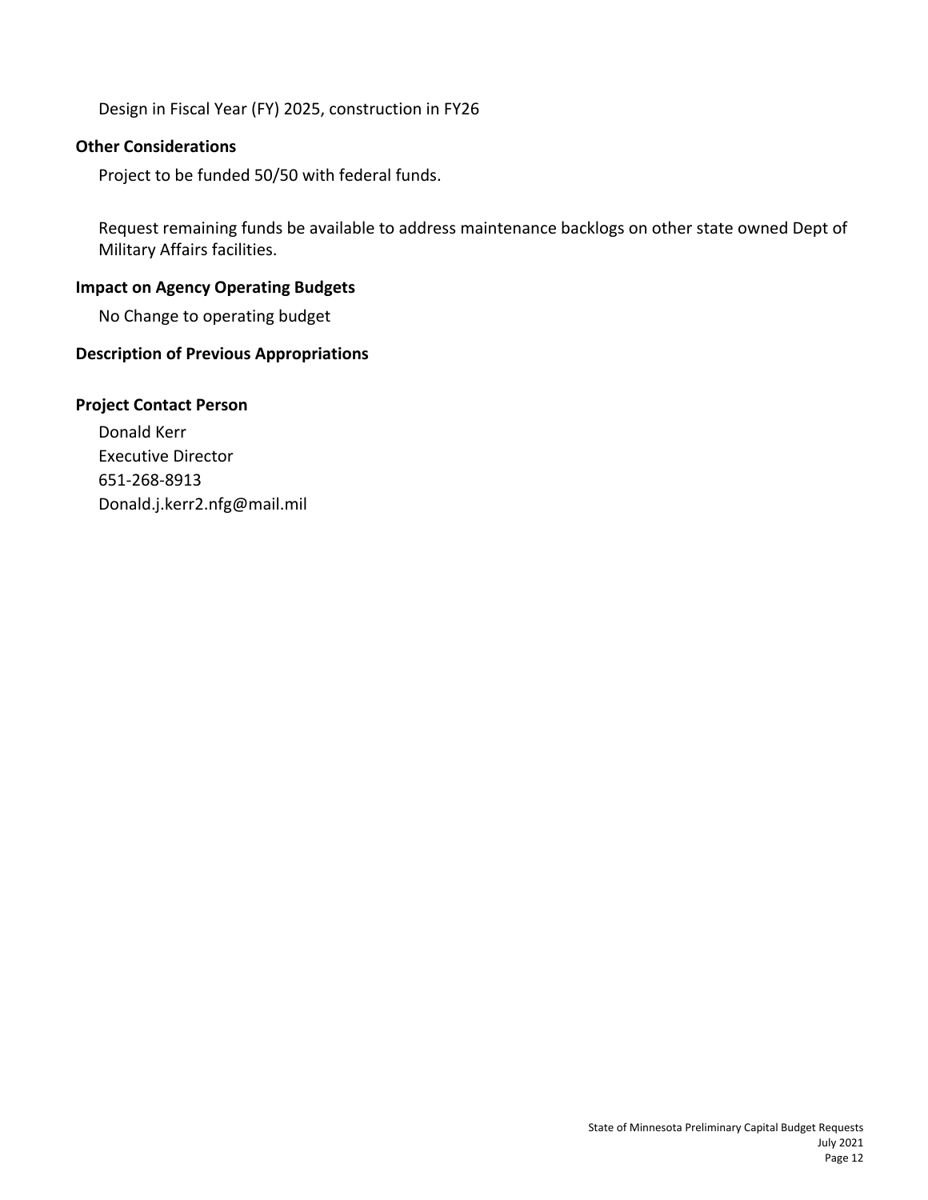Design in Fiscal Year (FY) 2025, construction in FY26

### Other Considerations

Project to be funded 50/50 with federal funds.

Request remaining funds be available to address maintenance backlogs on other state owned Dept of Military Affairs facilities.

### Impact on Agency Operating Budgets

No Change to operating budget

### Description of Previous Appropriations

### Project Contact Person

Donald Kerr
Executive Director
651-268-8913
Donald.j.kerr2.nfg@mail.mil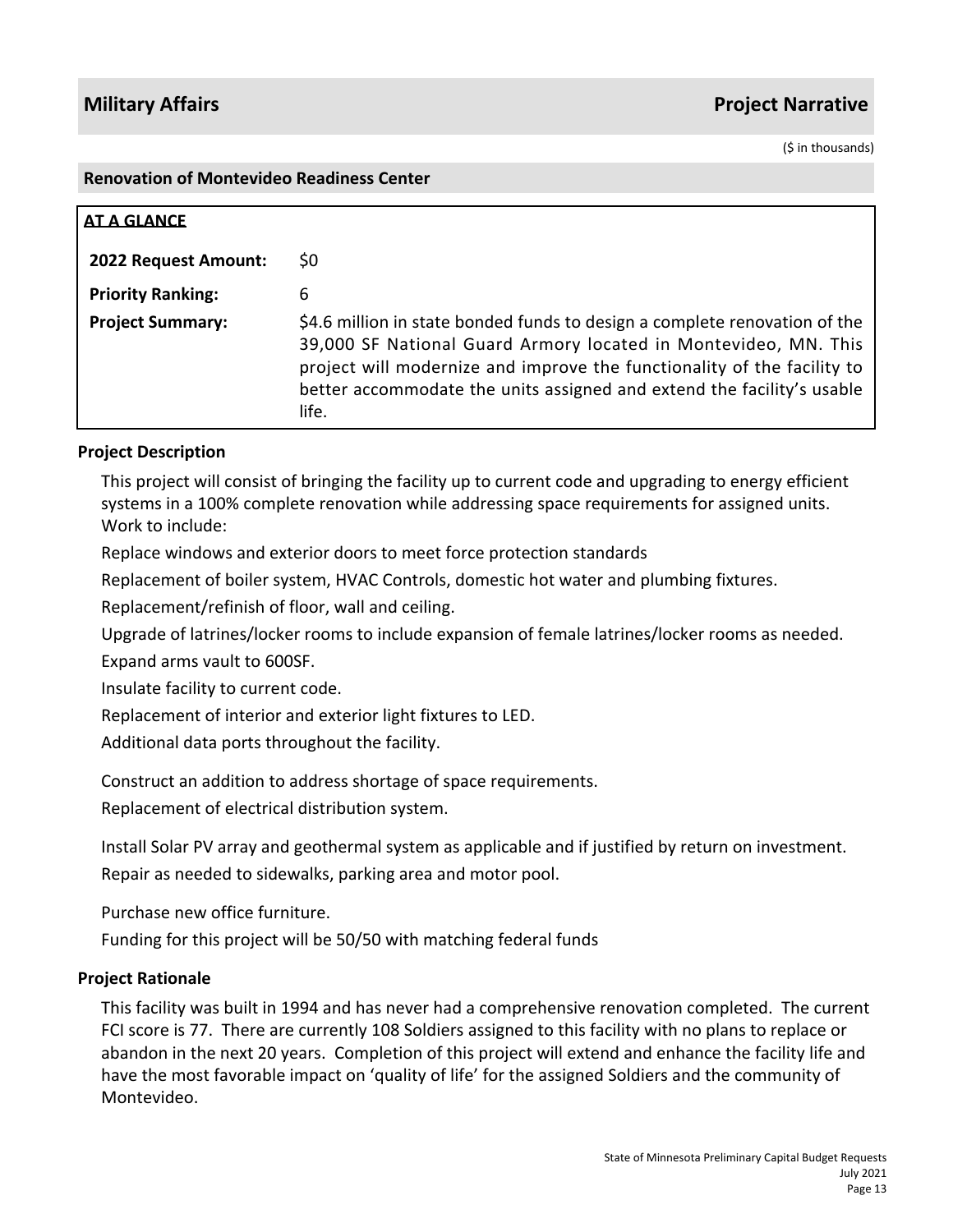## Military Affairs

## Project Narrative

($ in thousands)

### Renovation of Montevideo Readiness Center

**AT A GLANCE**

| | |
|---|---|
| **2022 Request Amount:** | $0 |
| **Priority Ranking:** | 6 |
| **Project Summary:** | $4.6 million in state bonded funds to design a complete renovation of the 39,000 SF National Guard Armory located in Montevideo, MN. This project will modernize and improve the functionality of the facility to better accommodate the units assigned and extend the facility's usable life. |

### Project Description

This project will consist of bringing the facility up to current code and upgrading to energy efficient systems in a 100% complete renovation while addressing space requirements for assigned units. Work to include:

Replace windows and exterior doors to meet force protection standards

Replacement of boiler system, HVAC Controls, domestic hot water and plumbing fixtures.

Replacement/refinish of floor, wall and ceiling.

Upgrade of latrines/locker rooms to include expansion of female latrines/locker rooms as needed.

Expand arms vault to 600SF.

Insulate facility to current code.

Replacement of interior and exterior light fixtures to LED.

Additional data ports throughout the facility.

Construct an addition to address shortage of space requirements.

Replacement of electrical distribution system.

Install Solar PV array and geothermal system as applicable and if justified by return on investment.

Repair as needed to sidewalks, parking area and motor pool.

Purchase new office furniture.

Funding for this project will be 50/50 with matching federal funds

### Project Rationale

This facility was built in 1994 and has never had a comprehensive renovation completed. The current FCI score is 77. There are currently 108 Soldiers assigned to this facility with no plans to replace or abandon in the next 20 years. Completion of this project will extend and enhance the facility life and have the most favorable impact on 'quality of life' for the assigned Soldiers and the community of Montevideo.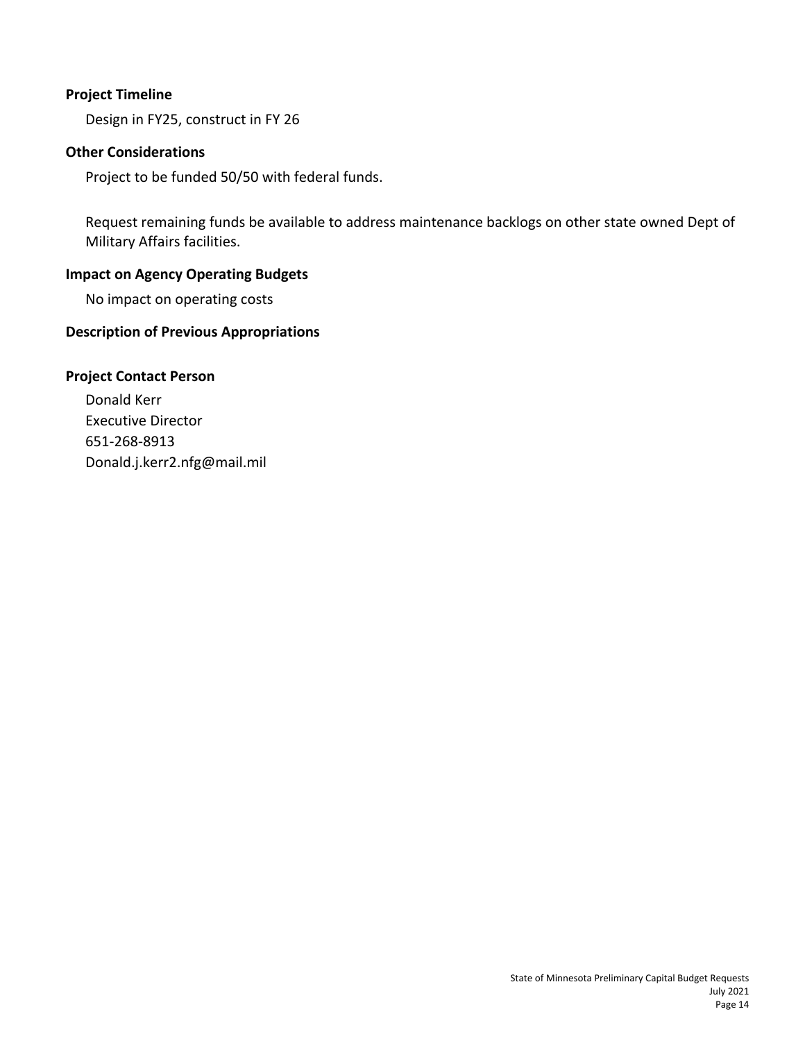### Project Timeline

Design in FY25, construct in FY 26

### Other Considerations

Project to be funded 50/50 with federal funds.

Request remaining funds be available to address maintenance backlogs on other state owned Dept of Military Affairs facilities.

### Impact on Agency Operating Budgets

No impact on operating costs

### Description of Previous Appropriations

### Project Contact Person

Donald Kerr
Executive Director
651-268-8913
Donald.j.kerr2.nfg@mail.mil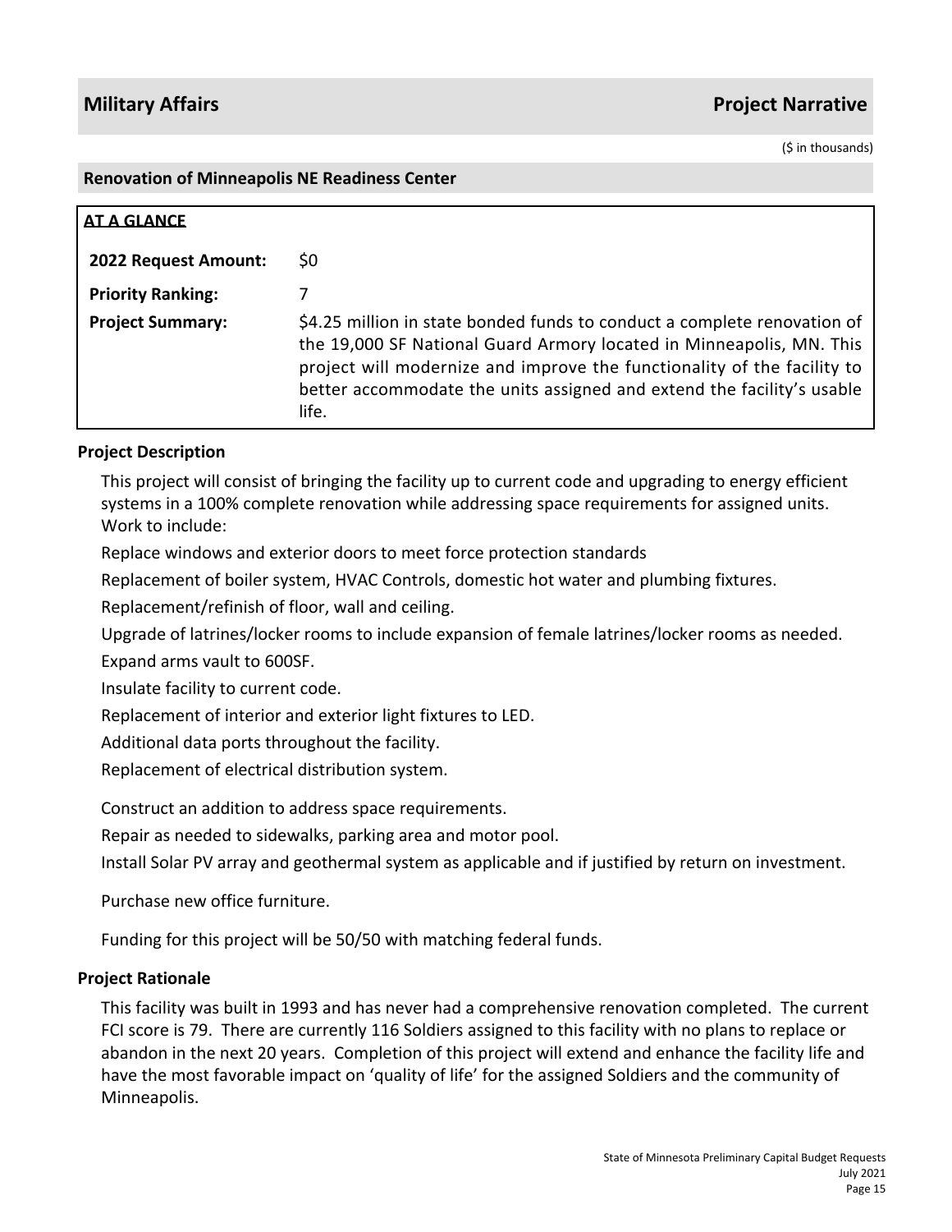## Military Affairs — Project Narrative

($ in thousands)

### Renovation of Minneapolis NE Readiness Center

**AT A GLANCE**

| | |
|---|---|
| **2022 Request Amount:** | $0 |
| **Priority Ranking:** | 7 |
| **Project Summary:** | $4.25 million in state bonded funds to conduct a complete renovation of the 19,000 SF National Guard Armory located in Minneapolis, MN. This project will modernize and improve the functionality of the facility to better accommodate the units assigned and extend the facility's usable life. |

### Project Description

This project will consist of bringing the facility up to current code and upgrading to energy efficient systems in a 100% complete renovation while addressing space requirements for assigned units. Work to include:

Replace windows and exterior doors to meet force protection standards

Replacement of boiler system, HVAC Controls, domestic hot water and plumbing fixtures.

Replacement/refinish of floor, wall and ceiling.

Upgrade of latrines/locker rooms to include expansion of female latrines/locker rooms as needed.

Expand arms vault to 600SF.

Insulate facility to current code.

Replacement of interior and exterior light fixtures to LED.

Additional data ports throughout the facility.

Replacement of electrical distribution system.

Construct an addition to address space requirements.

Repair as needed to sidewalks, parking area and motor pool.

Install Solar PV array and geothermal system as applicable and if justified by return on investment.

Purchase new office furniture.

Funding for this project will be 50/50 with matching federal funds.

### Project Rationale

This facility was built in 1993 and has never had a comprehensive renovation completed. The current FCI score is 79. There are currently 116 Soldiers assigned to this facility with no plans to replace or abandon in the next 20 years. Completion of this project will extend and enhance the facility life and have the most favorable impact on 'quality of life' for the assigned Soldiers and the community of Minneapolis.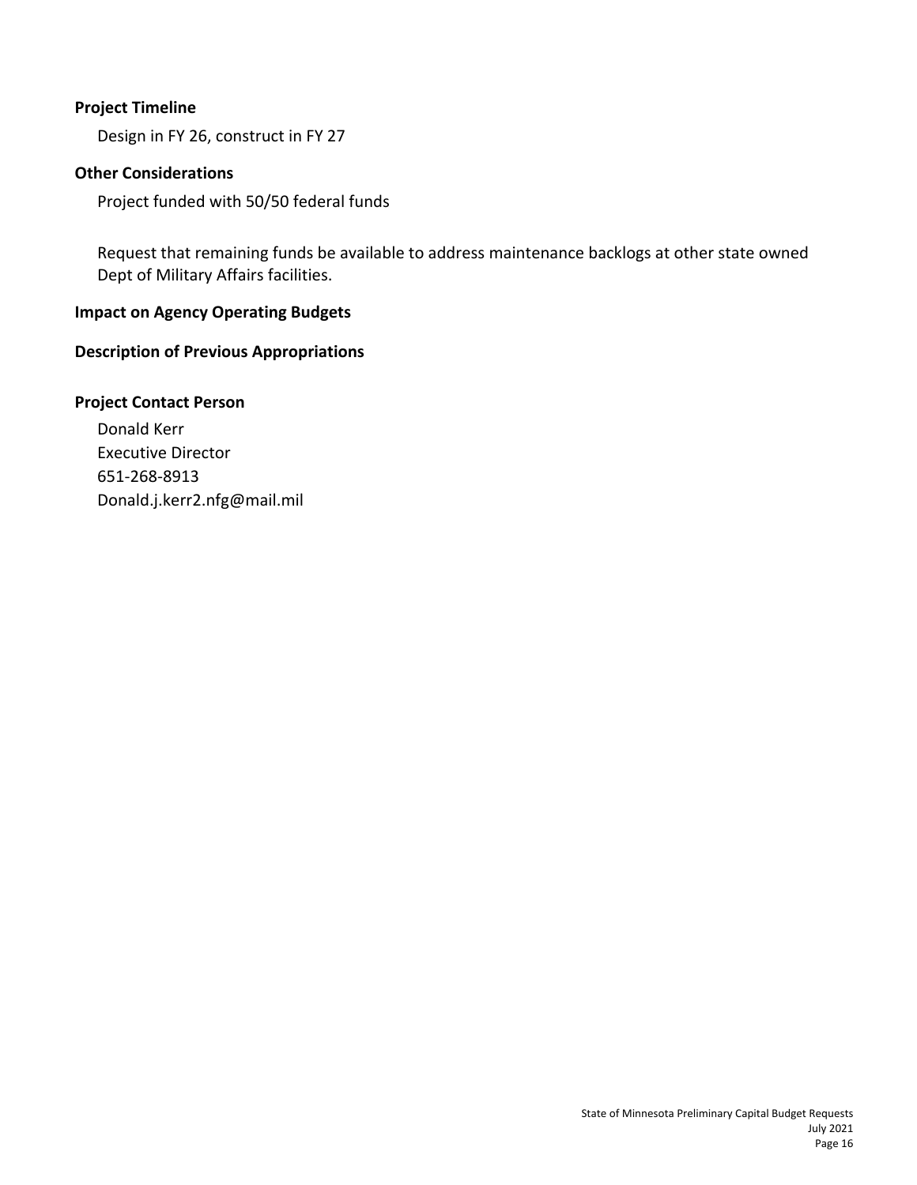### Project Timeline

Design in FY 26, construct in FY 27

### Other Considerations

Project funded with 50/50 federal funds

Request that remaining funds be available to address maintenance backlogs at other state owned Dept of Military Affairs facilities.

### Impact on Agency Operating Budgets

### Description of Previous Appropriations

### Project Contact Person

Donald Kerr
Executive Director
651-268-8913
Donald.j.kerr2.nfg@mail.mil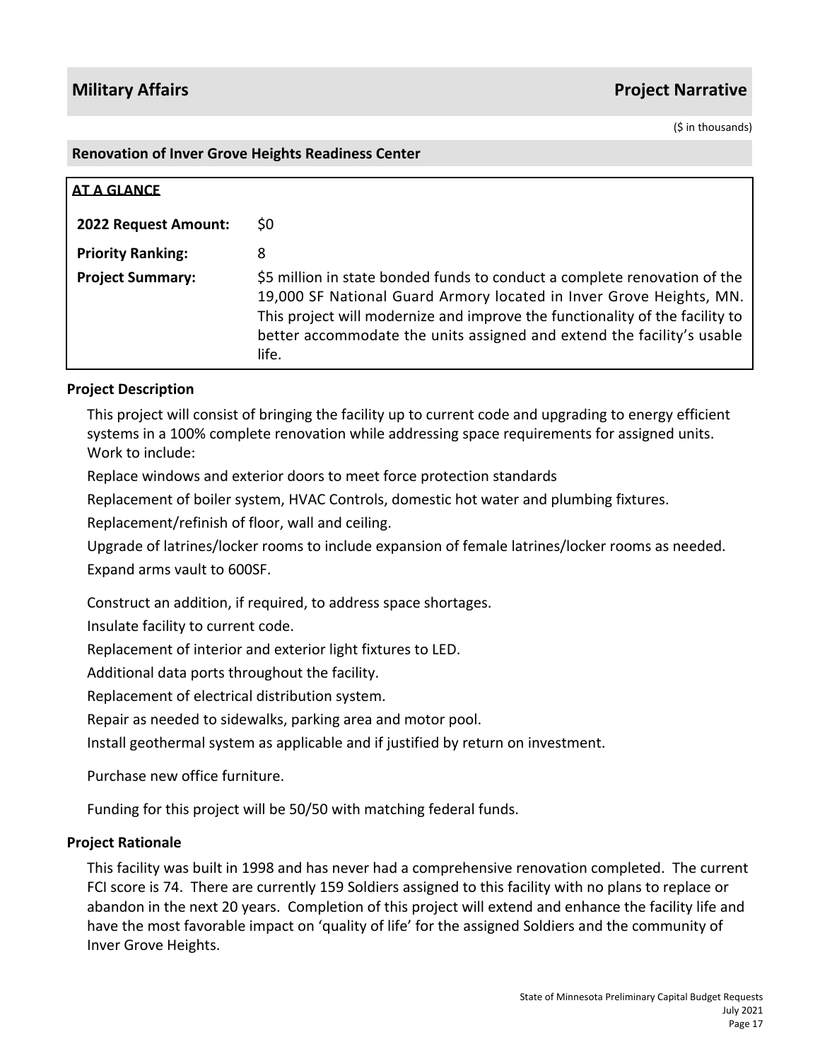## Military Affairs — Project Narrative

($ in thousands)

### Renovation of Inver Grove Heights Readiness Center

**AT A GLANCE**

| | |
|---|---|
| **2022 Request Amount:** | $0 |
| **Priority Ranking:** | 8 |
| **Project Summary:** | $5 million in state bonded funds to conduct a complete renovation of the 19,000 SF National Guard Armory located in Inver Grove Heights, MN. This project will modernize and improve the functionality of the facility to better accommodate the units assigned and extend the facility's usable life. |

### Project Description

This project will consist of bringing the facility up to current code and upgrading to energy efficient systems in a 100% complete renovation while addressing space requirements for assigned units. Work to include:

Replace windows and exterior doors to meet force protection standards

Replacement of boiler system, HVAC Controls, domestic hot water and plumbing fixtures.

Replacement/refinish of floor, wall and ceiling.

Upgrade of latrines/locker rooms to include expansion of female latrines/locker rooms as needed.

Expand arms vault to 600SF.

Construct an addition, if required, to address space shortages.

Insulate facility to current code.

Replacement of interior and exterior light fixtures to LED.

Additional data ports throughout the facility.

Replacement of electrical distribution system.

Repair as needed to sidewalks, parking area and motor pool.

Install geothermal system as applicable and if justified by return on investment.

Purchase new office furniture.

Funding for this project will be 50/50 with matching federal funds.

### Project Rationale

This facility was built in 1998 and has never had a comprehensive renovation completed. The current FCI score is 74. There are currently 159 Soldiers assigned to this facility with no plans to replace or abandon in the next 20 years. Completion of this project will extend and enhance the facility life and have the most favorable impact on 'quality of life' for the assigned Soldiers and the community of Inver Grove Heights.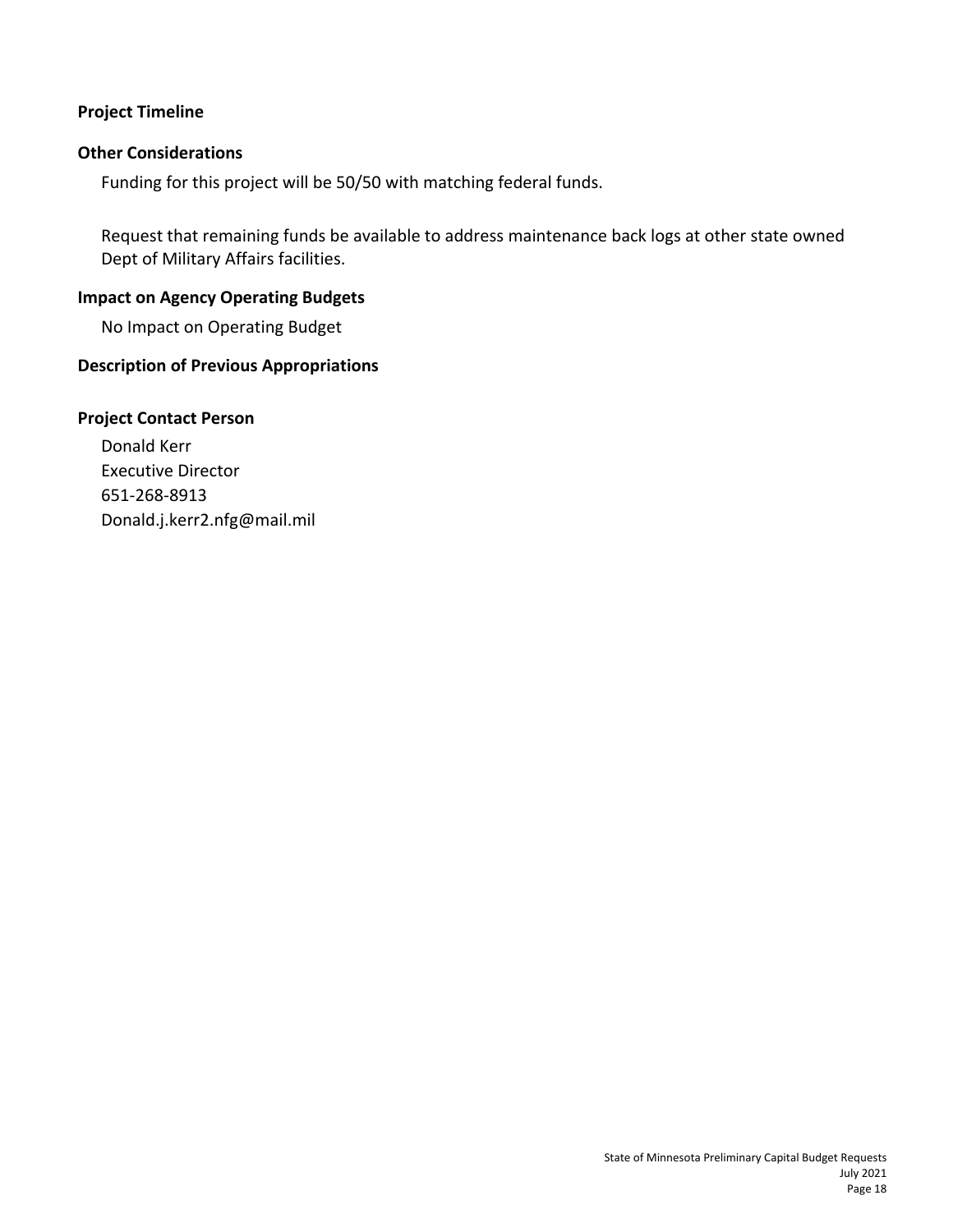### Project Timeline

### Other Considerations

Funding for this project will be 50/50 with matching federal funds.

Request that remaining funds be available to address maintenance back logs at other state owned Dept of Military Affairs facilities.

### Impact on Agency Operating Budgets

No Impact on Operating Budget

### Description of Previous Appropriations

### Project Contact Person

Donald Kerr
Executive Director
651-268-8913
Donald.j.kerr2.nfg@mail.mil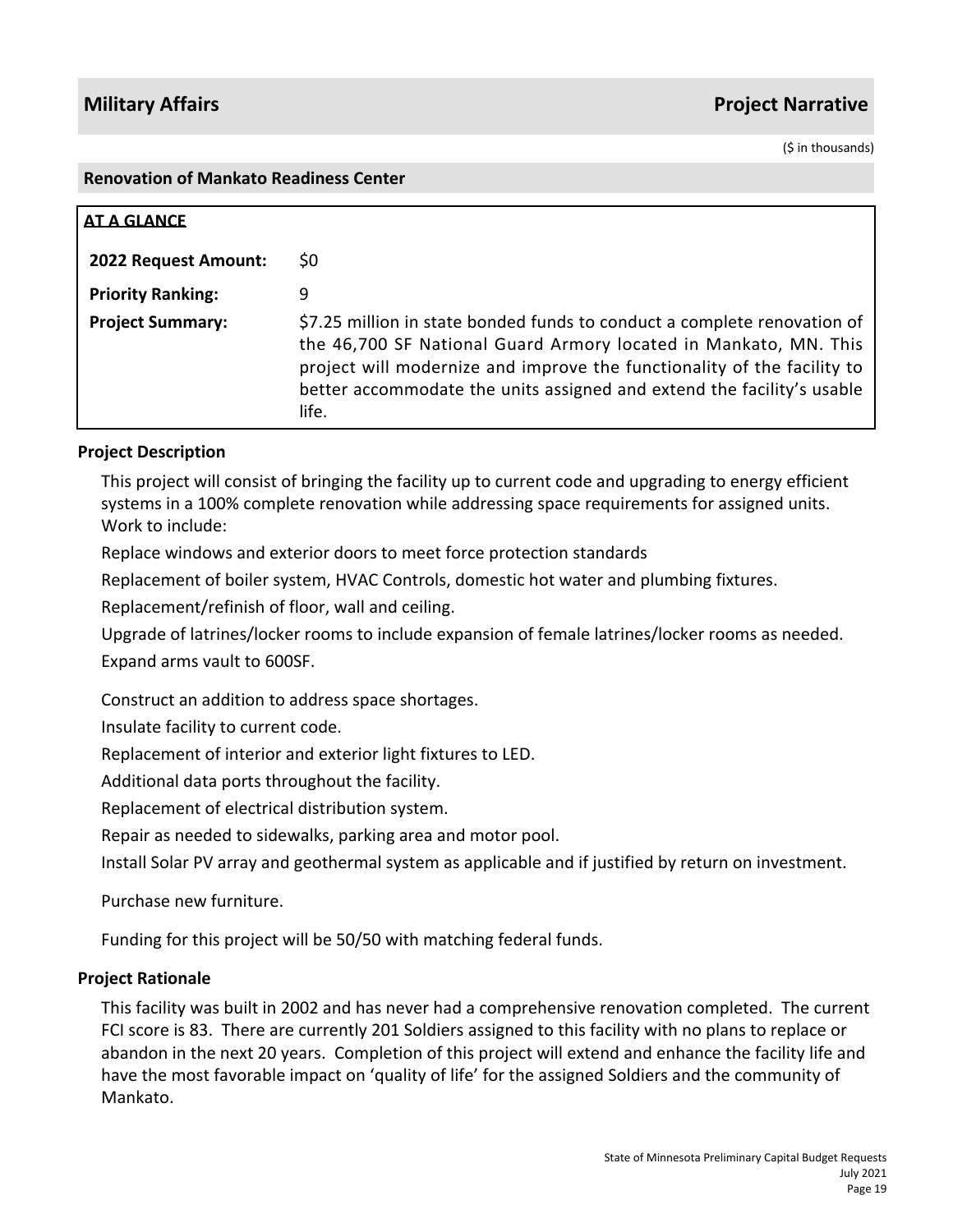## Military Affairs — Project Narrative

($ in thousands)

### Renovation of Mankato Readiness Center

**AT A GLANCE**

| | |
|---|---|
| **2022 Request Amount:** | $0 |
| **Priority Ranking:** | 9 |
| **Project Summary:** | $7.25 million in state bonded funds to conduct a complete renovation of the 46,700 SF National Guard Armory located in Mankato, MN. This project will modernize and improve the functionality of the facility to better accommodate the units assigned and extend the facility's usable life. |

### Project Description

This project will consist of bringing the facility up to current code and upgrading to energy efficient systems in a 100% complete renovation while addressing space requirements for assigned units. Work to include:

Replace windows and exterior doors to meet force protection standards

Replacement of boiler system, HVAC Controls, domestic hot water and plumbing fixtures.

Replacement/refinish of floor, wall and ceiling.

Upgrade of latrines/locker rooms to include expansion of female latrines/locker rooms as needed.

Expand arms vault to 600SF.

Construct an addition to address space shortages.

Insulate facility to current code.

Replacement of interior and exterior light fixtures to LED.

Additional data ports throughout the facility.

Replacement of electrical distribution system.

Repair as needed to sidewalks, parking area and motor pool.

Install Solar PV array and geothermal system as applicable and if justified by return on investment.

Purchase new furniture.

Funding for this project will be 50/50 with matching federal funds.

### Project Rationale

This facility was built in 2002 and has never had a comprehensive renovation completed. The current FCI score is 83. There are currently 201 Soldiers assigned to this facility with no plans to replace or abandon in the next 20 years. Completion of this project will extend and enhance the facility life and have the most favorable impact on 'quality of life' for the assigned Soldiers and the community of Mankato.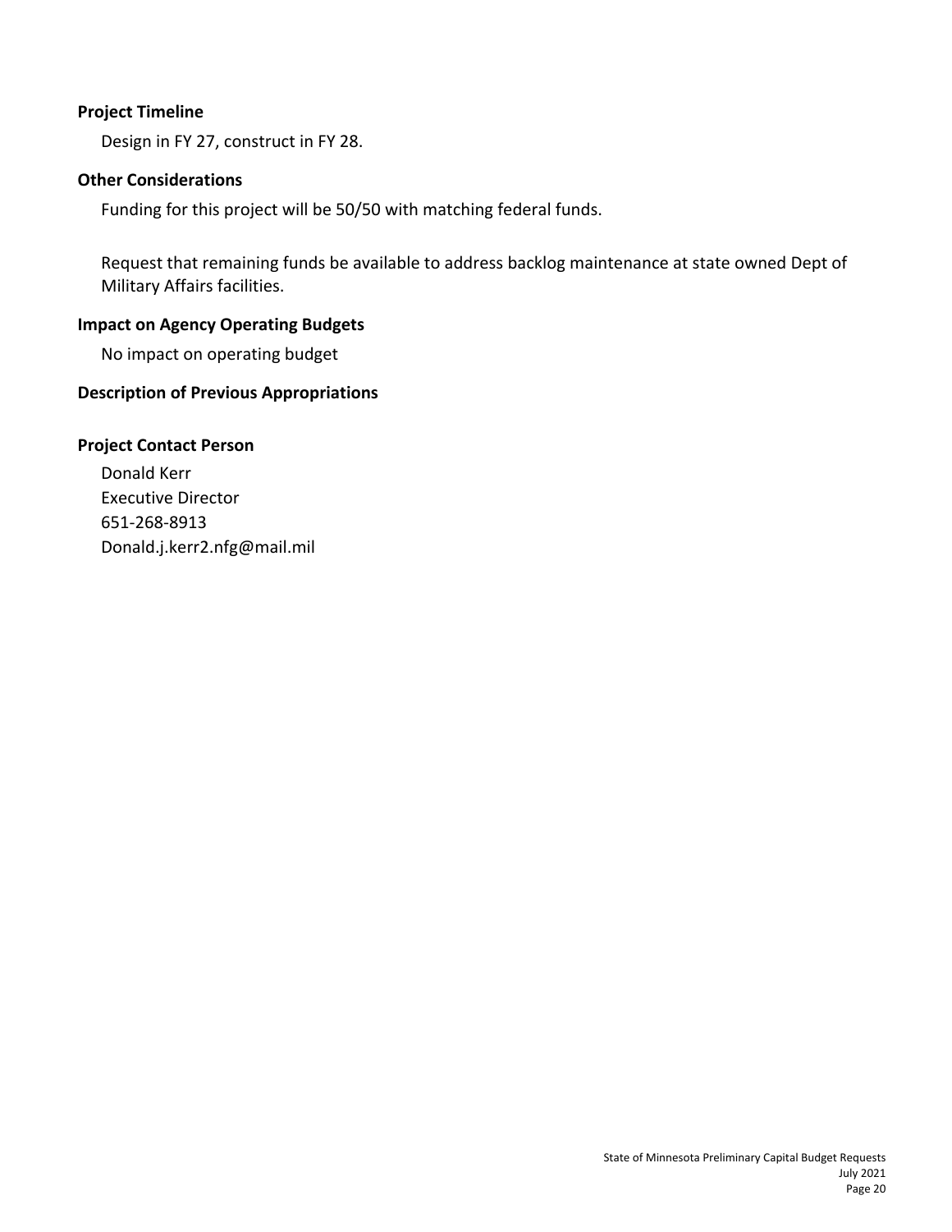### Project Timeline

Design in FY 27, construct in FY 28.

### Other Considerations

Funding for this project will be 50/50 with matching federal funds.

Request that remaining funds be available to address backlog maintenance at state owned Dept of Military Affairs facilities.

### Impact on Agency Operating Budgets

No impact on operating budget

### Description of Previous Appropriations

### Project Contact Person

Donald Kerr
Executive Director
651-268-8913
Donald.j.kerr2.nfg@mail.mil